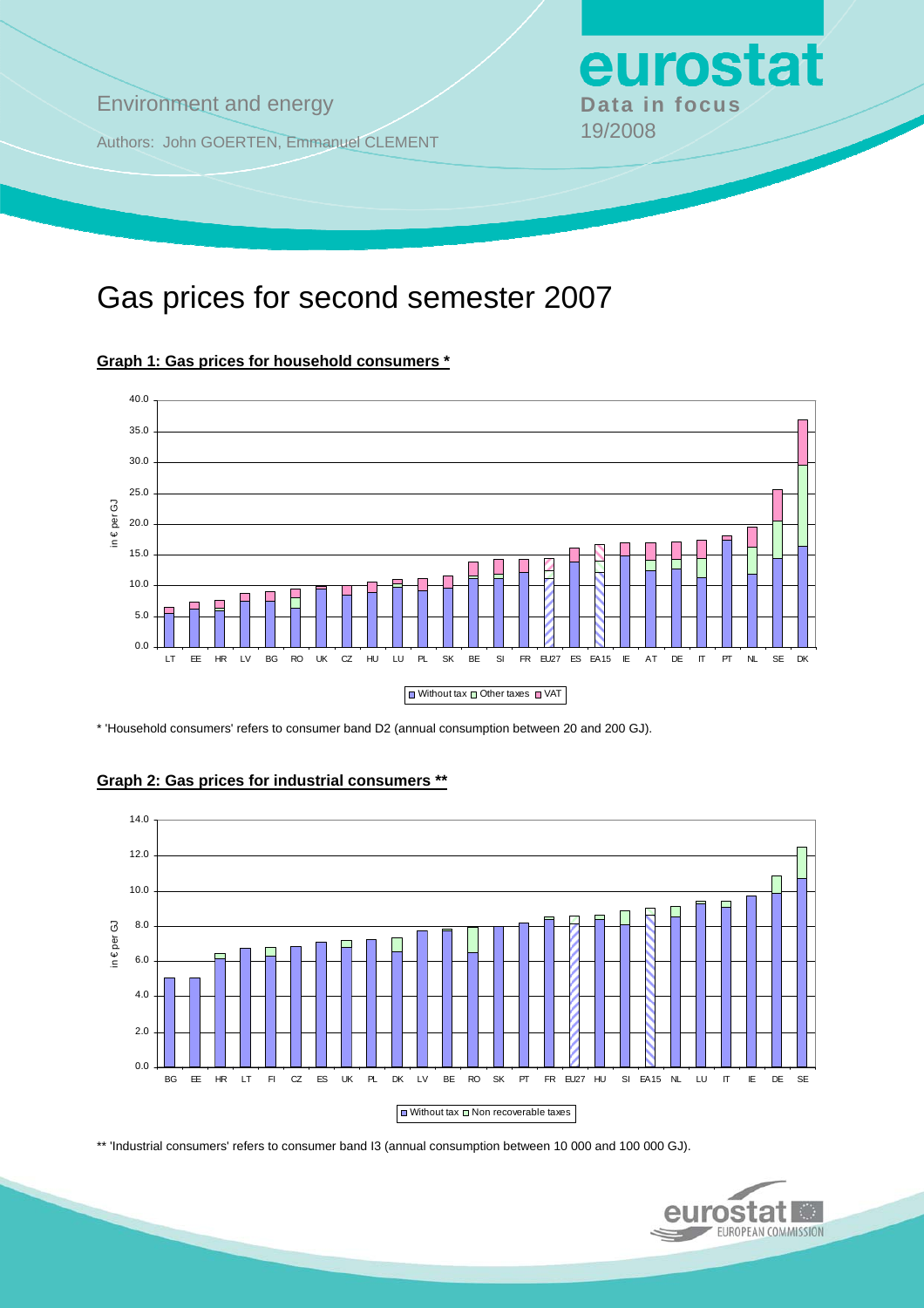Environment and energy

Authors: John GOERTEN, Emmanuel CLEMENT

**eurostat**
**Data in focus**
19/2008

# Gas prices for second semester 2007

### Graph 1: Gas prices for household consumers *

in € per GJ

LT EE HR LV BG RO UK CZ HU LU PL SK BE SI FR EU27 ES EA15 IE AT DE IT PT NL SE DK

Without tax, Other taxes, VAT

\* 'Household consumers' refers to consumer band D2 (annual consumption between 20 and 200 GJ).

### Graph 2: Gas prices for industrial consumers **

in € per GJ

BG EE HR LT FI CZ ES UK PL DK LV BE RO SK PT FR EU27 HU SI EA15 NL LU IT IE DE SE

Without tax, Non recoverable taxes

\*\* 'Industrial consumers' refers to consumer band I3 (annual consumption between 10 000 and 100 000 GJ).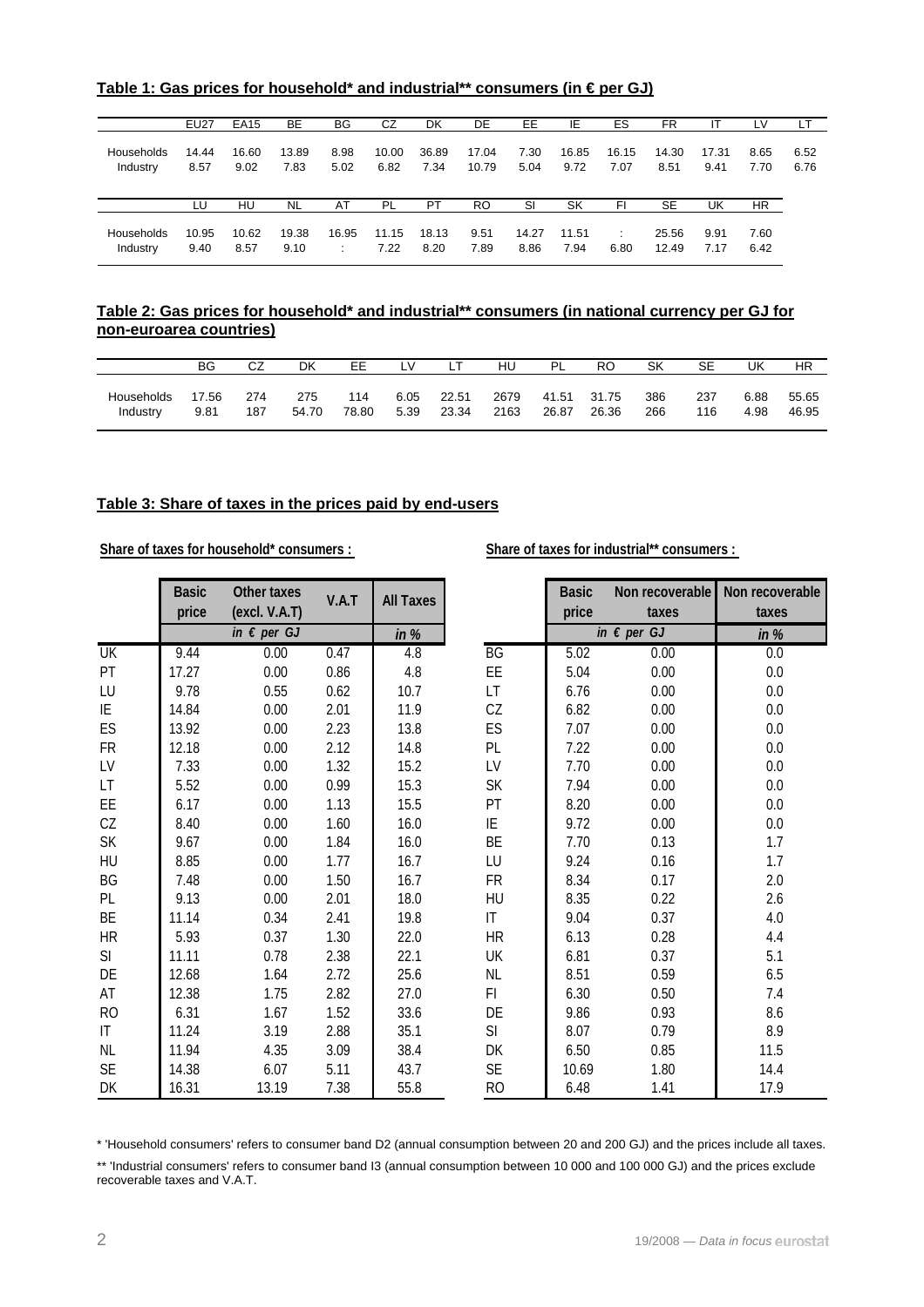**Table 1: Gas prices for household* and industrial** consumers (in € per GJ)**

| | EU27 | EA15 | BE | BG | CZ | DK | DE | EE | IE | ES | FR | IT | LV | LT |
|---|---|---|---|---|---|---|---|---|---|---|---|---|---|---|
| Households | 14.44 | 16.60 | 13.89 | 8.98 | 10.00 | 36.89 | 17.04 | 7.30 | 16.85 | 16.15 | 14.30 | 17.31 | 8.65 | 6.52 |
| Industry | 8.57 | 9.02 | 7.83 | 5.02 | 6.82 | 7.34 | 10.79 | 5.04 | 9.72 | 7.07 | 8.51 | 9.41 | 7.70 | 6.76 |

| | LU | HU | NL | AT | PL | PT | RO | SI | SK | FI | SE | UK | HR |
|---|---|---|---|---|---|---|---|---|---|---|---|---|---|
| Households | 10.95 | 10.62 | 19.38 | 16.95 | 11.15 | 18.13 | 9.51 | 14.27 | 11.51 | : | 25.56 | 9.91 | 7.60 |
| Industry | 9.40 | 8.57 | 9.10 | : | 7.22 | 8.20 | 7.89 | 8.86 | 7.94 | 6.80 | 12.49 | 7.17 | 6.42 |

**Table 2: Gas prices for household* and industrial** consumers (in national currency per GJ for non-euroarea countries)**

| | BG | CZ | DK | EE | LV | LT | HU | PL | RO | SK | SE | UK | HR |
|---|---|---|---|---|---|---|---|---|---|---|---|---|---|
| Households | 17.56 | 274 | 275 | 114 | 6.05 | 22.51 | 2679 | 41.51 | 31.75 | 386 | 237 | 6.88 | 55.65 |
| Industry | 9.81 | 187 | 54.70 | 78.80 | 5.39 | 23.34 | 2163 | 26.87 | 26.36 | 266 | 116 | 4.98 | 46.95 |

**Table 3: Share of taxes in the prices paid by end-users**

**Share of taxes for household* consumers :**

| | Basic price | Other taxes (excl. V.A.T) | V.A.T | All Taxes |
|---|---|---|---|---|
| | *in € per GJ* | | | *in %* |
| UK | 9.44 | 0.00 | 0.47 | 4.8 |
| PT | 17.27 | 0.00 | 0.86 | 4.8 |
| LU | 9.78 | 0.55 | 0.62 | 10.7 |
| IE | 14.84 | 0.00 | 2.01 | 11.9 |
| ES | 13.92 | 0.00 | 2.23 | 13.8 |
| FR | 12.18 | 0.00 | 2.12 | 14.8 |
| LV | 7.33 | 0.00 | 1.32 | 15.2 |
| LT | 5.52 | 0.00 | 0.99 | 15.3 |
| EE | 6.17 | 0.00 | 1.13 | 15.5 |
| CZ | 8.40 | 0.00 | 1.60 | 16.0 |
| SK | 9.67 | 0.00 | 1.84 | 16.0 |
| HU | 8.85 | 0.00 | 1.77 | 16.7 |
| BG | 7.48 | 0.00 | 1.50 | 16.7 |
| PL | 9.13 | 0.00 | 2.01 | 18.0 |
| BE | 11.14 | 0.34 | 2.41 | 19.8 |
| HR | 5.93 | 0.37 | 1.30 | 22.0 |
| SI | 11.11 | 0.78 | 2.38 | 22.1 |
| DE | 12.68 | 1.64 | 2.72 | 25.6 |
| AT | 12.38 | 1.75 | 2.82 | 27.0 |
| RO | 6.31 | 1.67 | 1.52 | 33.6 |
| IT | 11.24 | 3.19 | 2.88 | 35.1 |
| NL | 11.94 | 4.35 | 3.09 | 38.4 |
| SE | 14.38 | 6.07 | 5.11 | 43.7 |
| DK | 16.31 | 13.19 | 7.38 | 55.8 |

**Share of taxes for industrial** consumers :**

| | Basic price | Non recoverable taxes | Non recoverable taxes |
|---|---|---|---|
| | *in € per GJ* | | *in %* |
| BG | 5.02 | 0.00 | 0.0 |
| EE | 5.04 | 0.00 | 0.0 |
| LT | 6.76 | 0.00 | 0.0 |
| CZ | 6.82 | 0.00 | 0.0 |
| ES | 7.07 | 0.00 | 0.0 |
| PL | 7.22 | 0.00 | 0.0 |
| LV | 7.70 | 0.00 | 0.0 |
| SK | 7.94 | 0.00 | 0.0 |
| PT | 8.20 | 0.00 | 0.0 |
| IE | 9.72 | 0.00 | 0.0 |
| BE | 7.70 | 0.13 | 1.7 |
| LU | 9.24 | 0.16 | 1.7 |
| FR | 8.34 | 0.17 | 2.0 |
| HU | 8.35 | 0.22 | 2.6 |
| IT | 9.04 | 0.37 | 4.0 |
| HR | 6.13 | 0.28 | 4.4 |
| UK | 6.81 | 0.37 | 5.1 |
| NL | 8.51 | 0.59 | 6.5 |
| FI | 6.30 | 0.50 | 7.4 |
| DE | 9.86 | 0.93 | 8.6 |
| SI | 8.07 | 0.79 | 8.9 |
| DK | 6.50 | 0.85 | 11.5 |
| SE | 10.69 | 1.80 | 14.4 |
| RO | 6.48 | 1.41 | 17.9 |

* 'Household consumers' refers to consumer band D2 (annual consumption between 20 and 200 GJ) and the prices include all taxes.

** 'Industrial consumers' refers to consumer band I3 (annual consumption between 10 000 and 100 000 GJ) and the prices exclude recoverable taxes and V.A.T.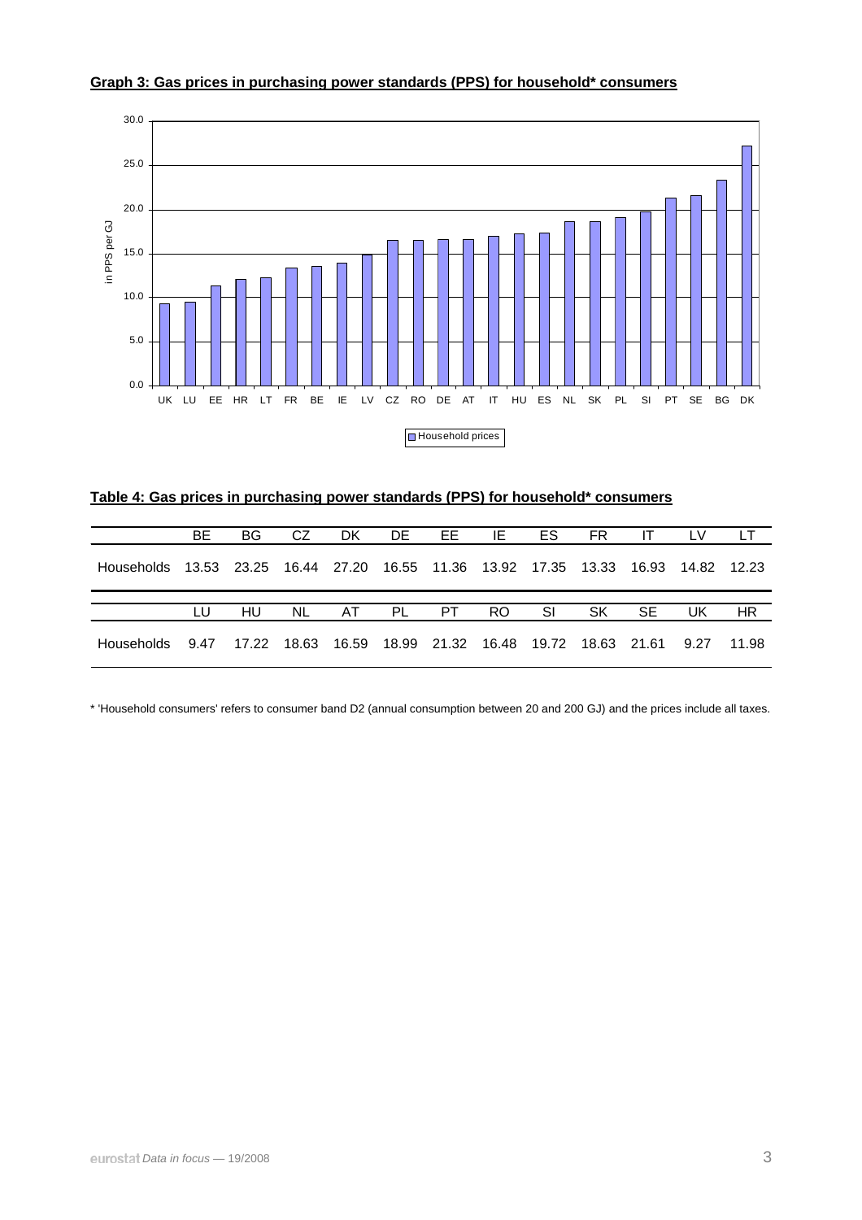**Graph 3: Gas prices in purchasing power standards (PPS) for household* consumers**

**Table 4: Gas prices in purchasing power standards (PPS) for household* consumers**

| | BE | BG | CZ | DK | DE | EE | IE | ES | FR | IT | LV | LT |
|---|---|---|---|---|---|---|---|---|---|---|---|---|
| Households | 13.53 | 23.25 | 16.44 | 27.20 | 16.55 | 11.36 | 13.92 | 17.35 | 13.33 | 16.93 | 14.82 | 12.23 |
| | **LU** | **HU** | **NL** | **AT** | **PL** | **PT** | **RO** | **SI** | **SK** | **SE** | **UK** | **HR** |
| Households | 9.47 | 17.22 | 18.63 | 16.59 | 18.99 | 21.32 | 16.48 | 19.72 | 18.63 | 21.61 | 9.27 | 11.98 |

* 'Household consumers' refers to consumer band D2 (annual consumption between 20 and 200 GJ) and the prices include all taxes.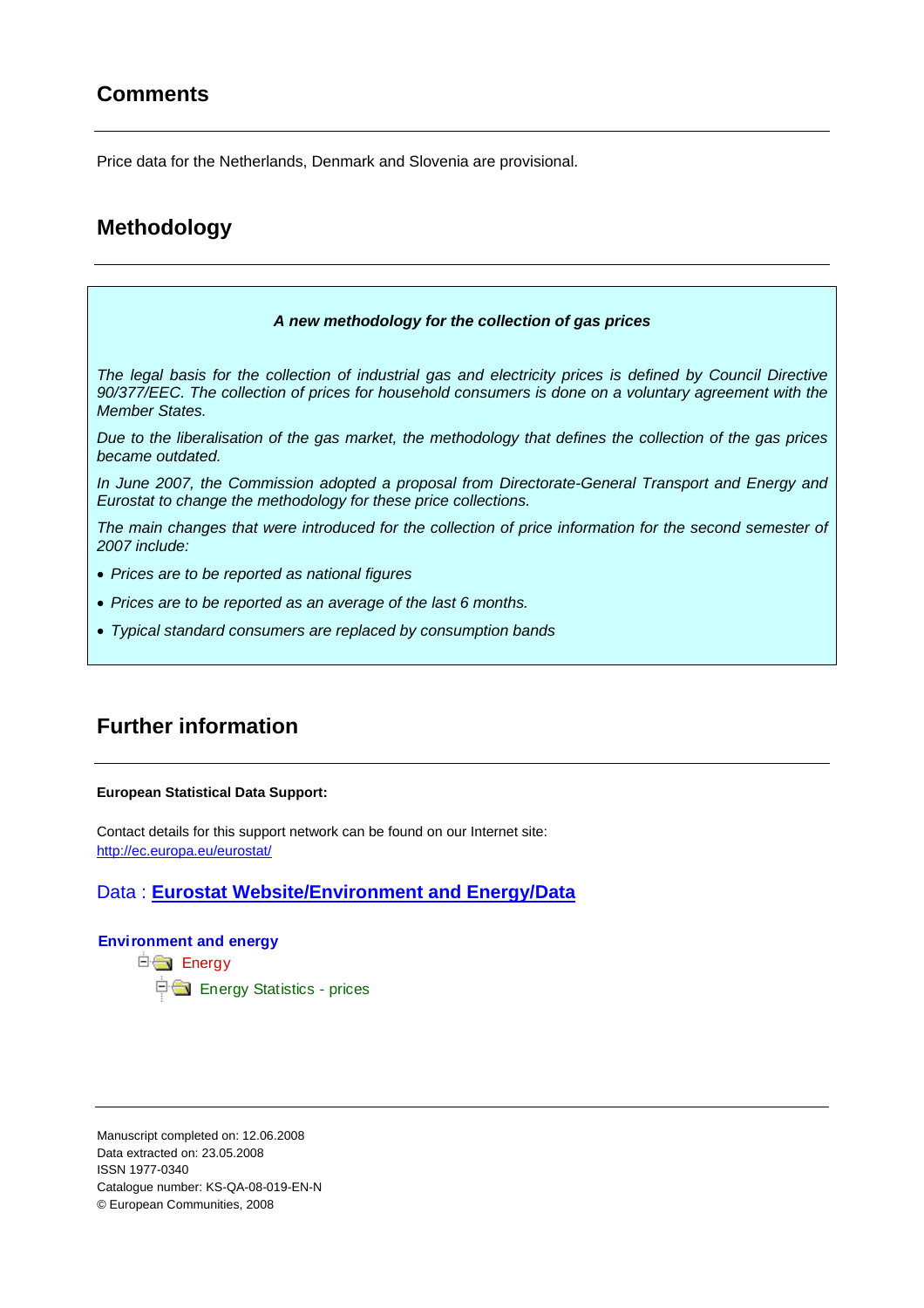## Comments

Price data for the Netherlands, Denmark and Slovenia are provisional.

## Methodology

***A new methodology for the collection of gas prices***

*The legal basis for the collection of industrial gas and electricity prices is defined by Council Directive 90/377/EEC. The collection of prices for household consumers is done on a voluntary agreement with the Member States.*

*Due to the liberalisation of the gas market, the methodology that defines the collection of the gas prices became outdated.*

*In June 2007, the Commission adopted a proposal from Directorate-General Transport and Energy and Eurostat to change the methodology for these price collections.*

*The main changes that were introduced for the collection of price information for the second semester of 2007 include:*

- *Prices are to be reported as national figures*
- *Prices are to be reported as an average of the last 6 months.*
- *Typical standard consumers are replaced by consumption bands*

## Further information

**European Statistical Data Support:**

Contact details for this support network can be found on our Internet site:
http://ec.europa.eu/eurostat/

Data : **Eurostat Website/Environment and Energy/Data**

**Environment and energy**

- Energy
  - Energy Statistics - prices

Manuscript completed on: 12.06.2008
Data extracted on: 23.05.2008
ISSN 1977-0340
Catalogue number: KS-QA-08-019-EN-N
© European Communities, 2008